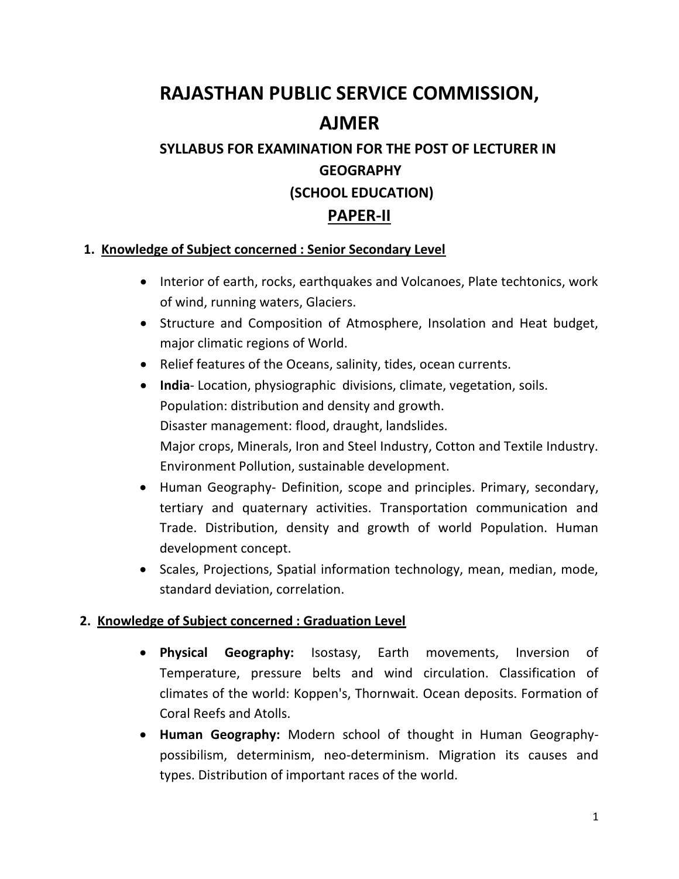# RAJASTHAN PUBLIC SERVICE COMMISSION, AJMER

## SYLLABUS FOR EXAMINATION FOR THE POST OF LECTURER IN GEOGRAPHY (SCHOOL EDUCATION)

## PAPER-II

### 1. Knowledge of Subject concerned : Senior Secondary Level

- Interior of earth, rocks, earthquakes and Volcanoes, Plate techtonics, work of wind, running waters, Glaciers.
- Structure and Composition of Atmosphere, Insolation and Heat budget, major climatic regions of World.
- Relief features of the Oceans, salinity, tides, ocean currents.
- **India**- Location, physiographic divisions, climate, vegetation, soils.
  Population: distribution and density and growth.
  Disaster management: flood, draught, landslides.
  Major crops, Minerals, Iron and Steel Industry, Cotton and Textile Industry.
  Environment Pollution, sustainable development.
- Human Geography- Definition, scope and principles. Primary, secondary, tertiary and quaternary activities. Transportation communication and Trade. Distribution, density and growth of world Population. Human development concept.
- Scales, Projections, Spatial information technology, mean, median, mode, standard deviation, correlation.

### 2. Knowledge of Subject concerned : Graduation Level

- **Physical Geography:** Isostasy, Earth movements, Inversion of Temperature, pressure belts and wind circulation. Classification of climates of the world: Koppen's, Thornwait. Ocean deposits. Formation of Coral Reefs and Atolls.
- **Human Geography:** Modern school of thought in Human Geography- possibilism, determinism, neo-determinism. Migration its causes and types. Distribution of important races of the world.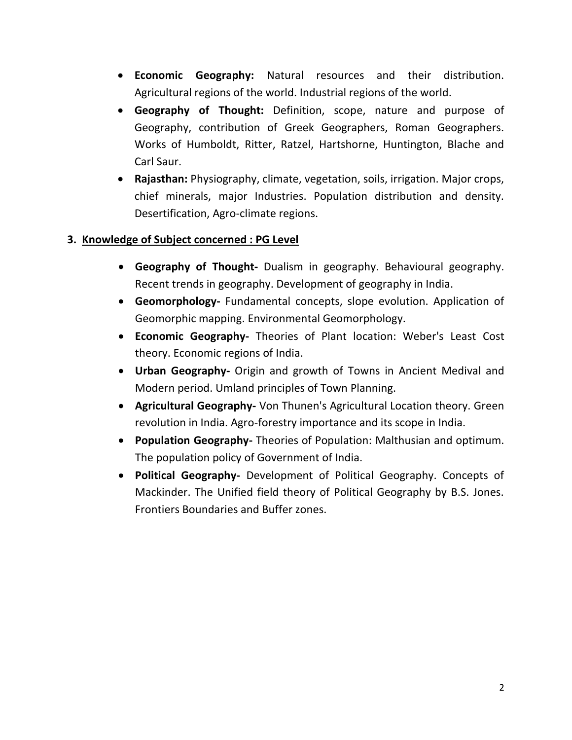- **Economic Geography:** Natural resources and their distribution. Agricultural regions of the world. Industrial regions of the world.
- **Geography of Thought:** Definition, scope, nature and purpose of Geography, contribution of Greek Geographers, Roman Geographers. Works of Humboldt, Ritter, Ratzel, Hartshorne, Huntington, Blache and Carl Saur.
- **Rajasthan:** Physiography, climate, vegetation, soils, irrigation. Major crops, chief minerals, major Industries. Population distribution and density. Desertification, Agro-climate regions.

## 3. Knowledge of Subject concerned : PG Level

- **Geography of Thought-** Dualism in geography. Behavioural geography. Recent trends in geography. Development of geography in India.
- **Geomorphology-** Fundamental concepts, slope evolution. Application of Geomorphic mapping. Environmental Geomorphology.
- **Economic Geography-** Theories of Plant location: Weber's Least Cost theory. Economic regions of India.
- **Urban Geography-** Origin and growth of Towns in Ancient Medival and Modern period. Umland principles of Town Planning.
- **Agricultural Geography-** Von Thunen's Agricultural Location theory. Green revolution in India. Agro-forestry importance and its scope in India.
- **Population Geography-** Theories of Population: Malthusian and optimum. The population policy of Government of India.
- **Political Geography-** Development of Political Geography. Concepts of Mackinder. The Unified field theory of Political Geography by B.S. Jones. Frontiers Boundaries and Buffer zones.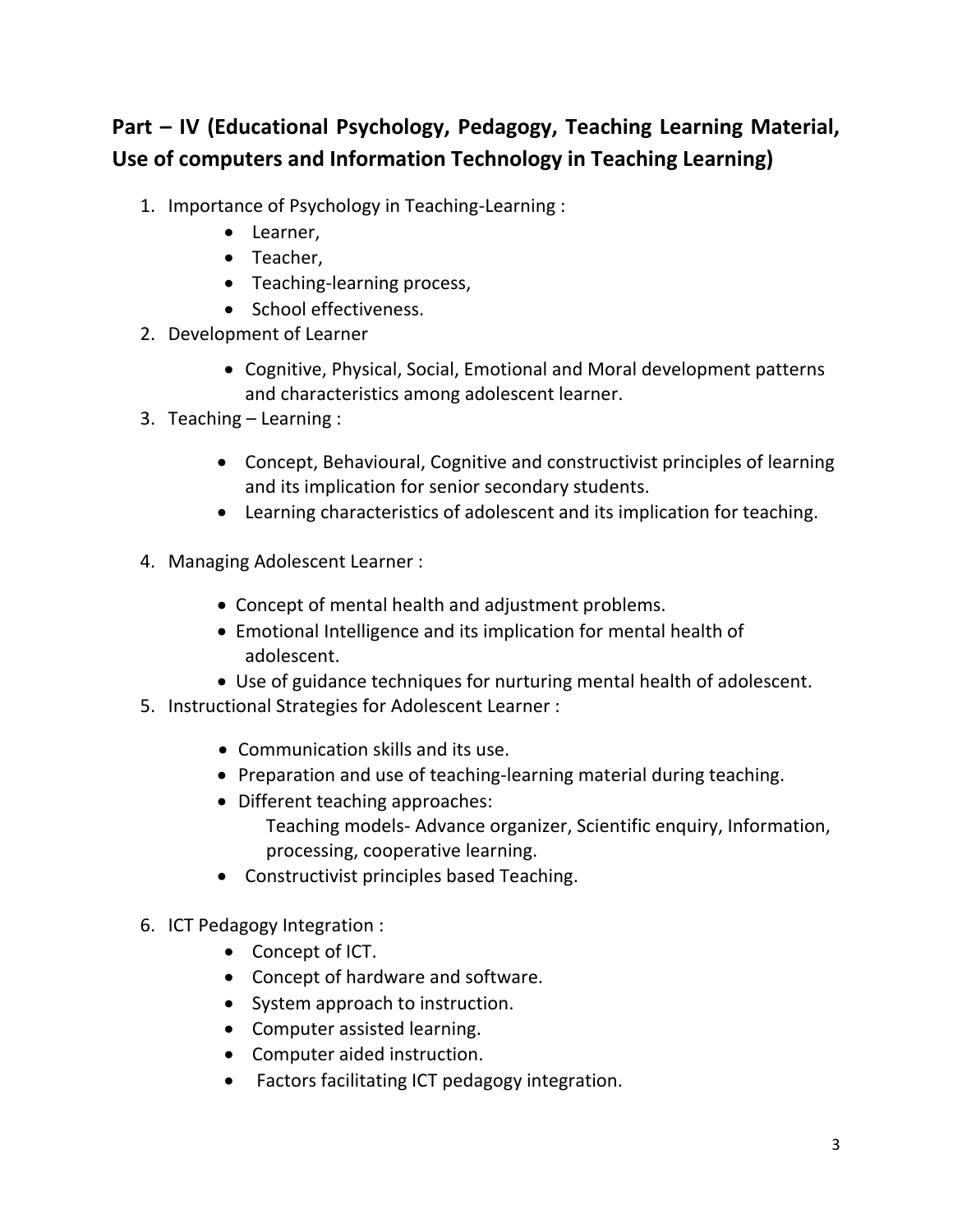## Part – IV (Educational Psychology, Pedagogy, Teaching Learning Material, Use of computers and Information Technology in Teaching Learning)

1. Importance of Psychology in Teaching-Learning :
   - Learner,
   - Teacher,
   - Teaching-learning process,
   - School effectiveness.
2. Development of Learner
   - Cognitive, Physical, Social, Emotional and Moral development patterns and characteristics among adolescent learner.
3. Teaching – Learning :
   - Concept, Behavioural, Cognitive and constructivist principles of learning and its implication for senior secondary students.
   - Learning characteristics of adolescent and its implication for teaching.
4. Managing Adolescent Learner :
   - Concept of mental health and adjustment problems.
   - Emotional Intelligence and its implication for mental health of adolescent.
   - Use of guidance techniques for nurturing mental health of adolescent.
5. Instructional Strategies for Adolescent Learner :
   - Communication skills and its use.
   - Preparation and use of teaching-learning material during teaching.
   - Different teaching approaches:
     Teaching models- Advance organizer, Scientific enquiry, Information, processing, cooperative learning.
   - Constructivist principles based Teaching.
6. ICT Pedagogy Integration :
   - Concept of ICT.
   - Concept of hardware and software.
   - System approach to instruction.
   - Computer assisted learning.
   - Computer aided instruction.
   - Factors facilitating ICT pedagogy integration.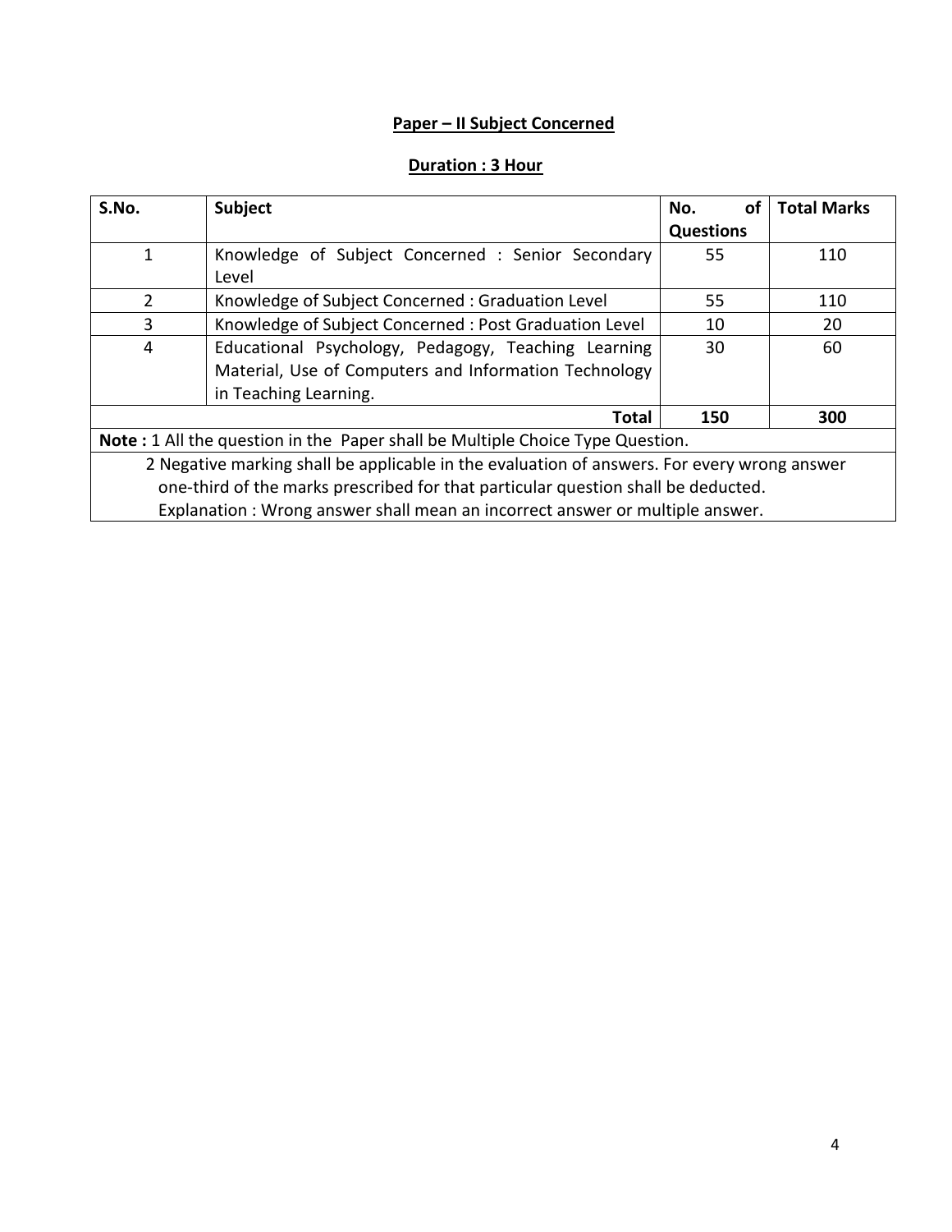**<u>Paper – II Subject Concerned</u>**

**<u>Duration : 3 Hour</u>**

| S.No. | Subject | No. of Questions | Total Marks |
|---|---|---|---|
| 1 | Knowledge of Subject Concerned : Senior Secondary Level | 55 | 110 |
| 2 | Knowledge of Subject Concerned : Graduation Level | 55 | 110 |
| 3 | Knowledge of Subject Concerned : Post Graduation Level | 10 | 20 |
| 4 | Educational Psychology, Pedagogy, Teaching Learning Material, Use of Computers and Information Technology in Teaching Learning. | 30 | 60 |
| | **Total** | **150** | **300** |

**Note :** 1 All the question in the Paper shall be Multiple Choice Type Question.

2 Negative marking shall be applicable in the evaluation of answers. For every wrong answer one-third of the marks prescribed for that particular question shall be deducted.
Explanation : Wrong answer shall mean an incorrect answer or multiple answer.